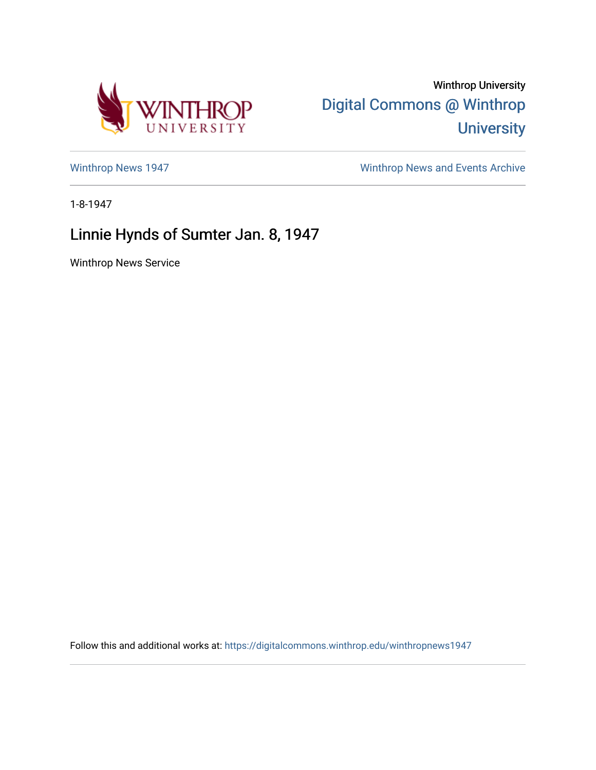Winthrop University

Digital Commons @ Winthrop University

Winthrop News 1947

Winthrop News and Events Archive

1-8-1947

# Linnie Hynds of Sumter Jan. 8, 1947

Winthrop News Service

Follow this and additional works at: https://digitalcommons.winthrop.edu/winthropnews1947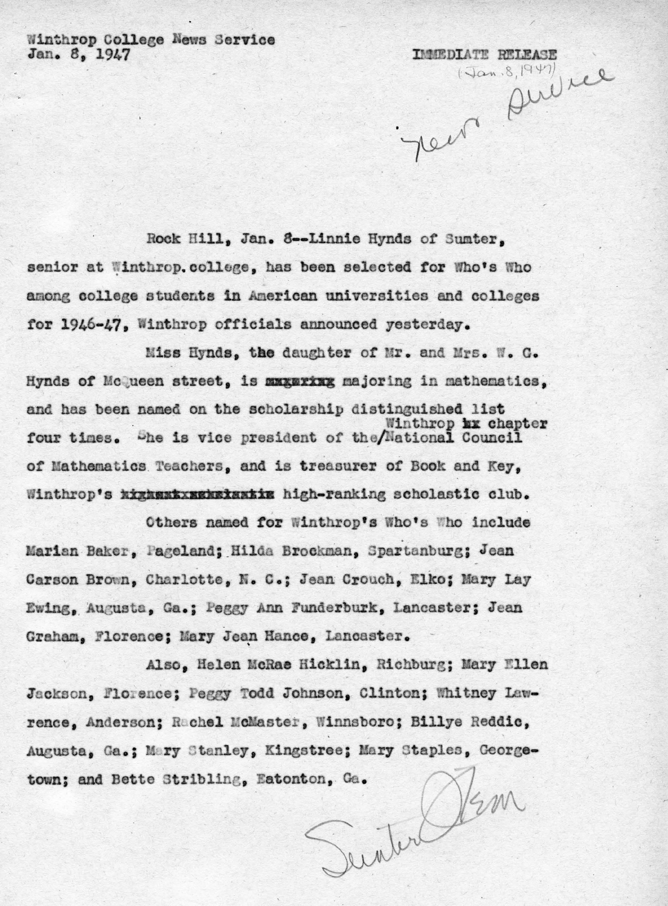Winthrop College News Service
Jan. 8, 1947

IMMEDIATE RELEASE
(Jan. 8, 1947)

News Service

Rock Hill, Jan. 8--Linnie Hynds of Sumter, senior at Winthrop college, has been selected for Who's Who among college students in American universities and colleges for 1946-47, Winthrop officials announced yesterday.

Miss Hynds, the daughter of Mr. and Mrs. W. G. Hynds of McQueen street, is ~~majoring~~ majoring in mathematics, and has been named on the scholarship distinguished list four times. She is vice president of the Winthrop ~~ch~~ chapter National Council of Mathematics Teachers, and is treasurer of Book and Key, Winthrop's ~~highest scholastic~~ high-ranking scholastic club.

Others named for Winthrop's Who's Who include Marian Baker, Pageland; Hilda Brockman, Spartanburg; Jean Carson Brown, Charlotte, N. C.; Jean Crouch, Elko; Mary Lay Ewing, Augusta, Ga.; Peggy Ann Funderburk, Lancaster; Jean Graham, Florence; Mary Jean Hance, Lancaster.

Also, Helen McRae Hicklin, Richburg; Mary Ellen Jackson, Florence; Peggy Todd Johnson, Clinton; Whitney Lawrence, Anderson; Rachel McMaster, Winnsboro; Billye Reddic, Augusta, Ga.; Mary Stanley, Kingstree; Mary Staples, Georgetown; and Bette Stribling, Eatonton, Ga.

Sumter Item